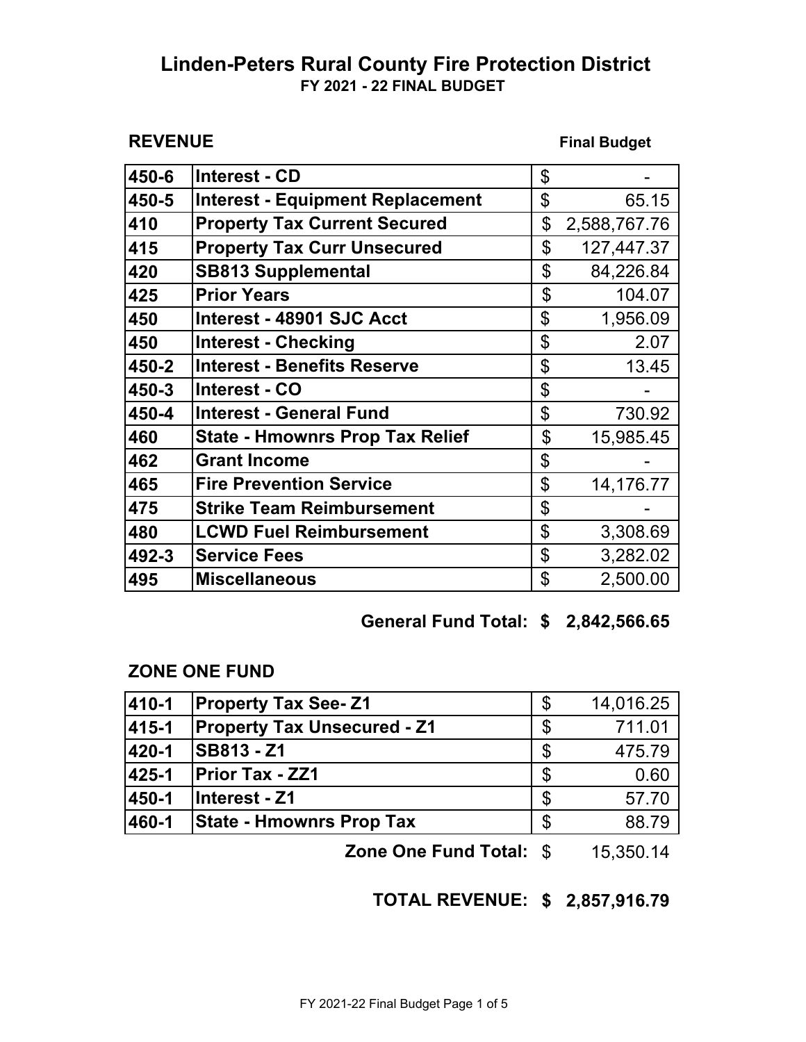# Linden-Peters Rural County Fire Protection District

**FY 2021 - 22 FINAL BUDGET**

**REVENUE** **Final Budget**

| | | Final Budget |
|---|---|---|
| **450-6** | **Interest - CD** | $ - |
| **450-5** | **Interest - Equipment Replacement** | $ 65.15 |
| **410** | **Property Tax Current Secured** | $ 2,588,767.76 |
| **415** | **Property Tax Curr Unsecured** | $ 127,447.37 |
| **420** | **SB813 Supplemental** | $ 84,226.84 |
| **425** | **Prior Years** | $ 104.07 |
| **450** | **Interest - 48901 SJC Acct** | $ 1,956.09 |
| **450** | **Interest - Checking** | $ 2.07 |
| **450-2** | **Interest - Benefits Reserve** | $ 13.45 |
| **450-3** | **Interest - CO** | $ - |
| **450-4** | **Interest - General Fund** | $ 730.92 |
| **460** | **State - Hmownrs Prop Tax Relief** | $ 15,985.45 |
| **462** | **Grant Income** | $ - |
| **465** | **Fire Prevention Service** | $ 14,176.77 |
| **475** | **Strike Team Reimbursement** | $ - |
| **480** | **LCWD Fuel Reimbursement** | $ 3,308.69 |
| **492-3** | **Service Fees** | $ 3,282.02 |
| **495** | **Miscellaneous** | $ 2,500.00 |

**General Fund Total: $ 2,842,566.65**

## ZONE ONE FUND

| | | |
|---|---|---|
| **410-1** | **Property Tax See- Z1** | $ 14,016.25 |
| **415-1** | **Property Tax Unsecured - Z1** | $ 711.01 |
| **420-1** | **SB813 - Z1** | $ 475.79 |
| **425-1** | **Prior Tax - ZZ1** | $ 0.60 |
| **450-1** | **Interest - Z1** | $ 57.70 |
| **460-1** | **State - Hmownrs Prop Tax** | $ 88.79 |

**Zone One Fund Total:** $ 15,350.14

**TOTAL REVENUE: $ 2,857,916.79**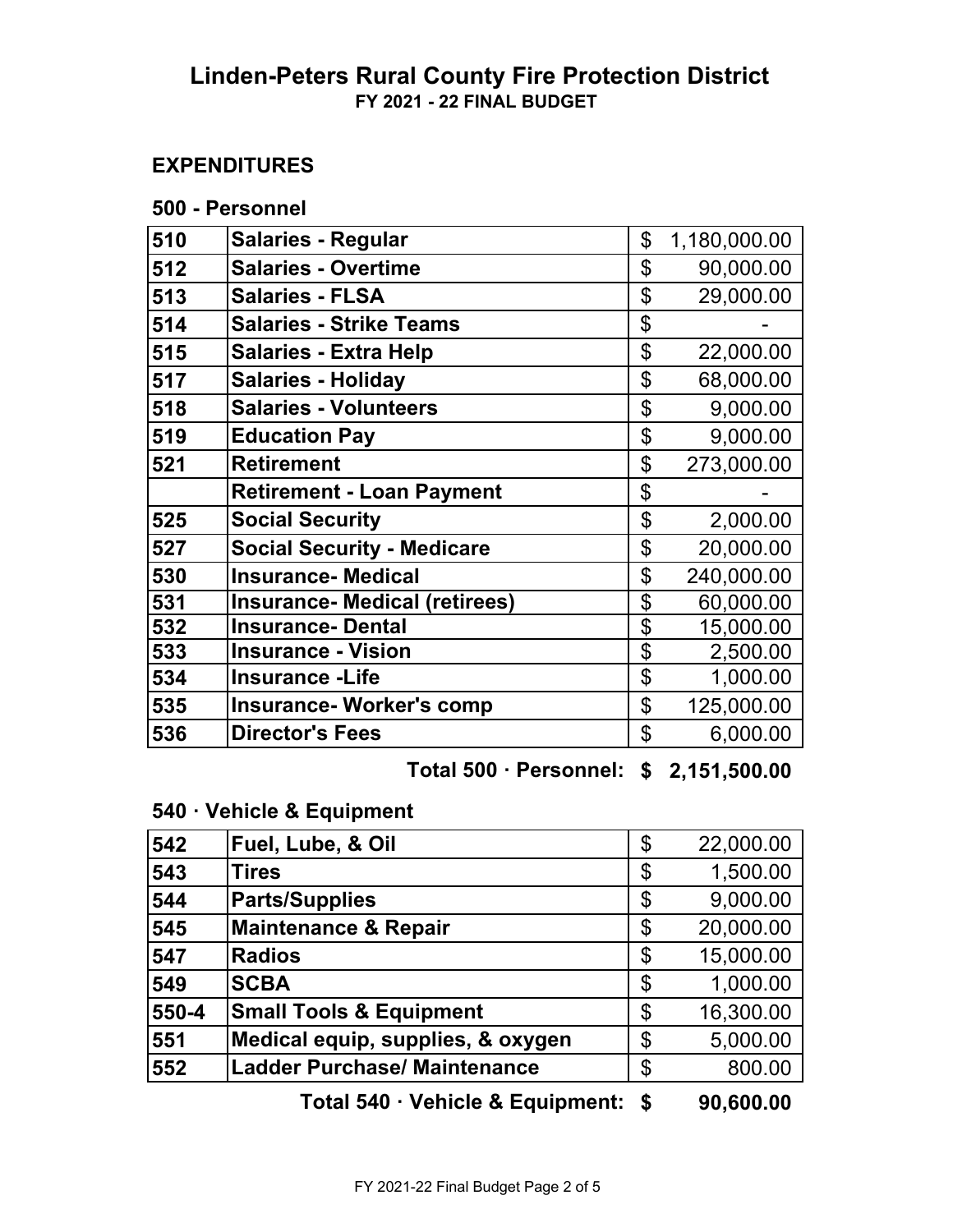# Linden-Peters Rural County Fire Protection District

**FY 2021 - 22 FINAL BUDGET**

## EXPENDITURES

### 500 - Personnel

| | | | |
|---|---|---|---|
| 510 | Salaries - Regular | $ | 1,180,000.00 |
| 512 | Salaries - Overtime | $ | 90,000.00 |
| 513 | Salaries - FLSA | $ | 29,000.00 |
| 514 | Salaries - Strike Teams | $ | - |
| 515 | Salaries - Extra Help | $ | 22,000.00 |
| 517 | Salaries - Holiday | $ | 68,000.00 |
| 518 | Salaries - Volunteers | $ | 9,000.00 |
| 519 | Education Pay | $ | 9,000.00 |
| 521 | Retirement | $ | 273,000.00 |
| | Retirement - Loan Payment | $ | - |
| 525 | Social Security | $ | 2,000.00 |
| 527 | Social Security - Medicare | $ | 20,000.00 |
| 530 | Insurance- Medical | $ | 240,000.00 |
| 531 | Insurance- Medical (retirees) | $ | 60,000.00 |
| 532 | Insurance- Dental | $ | 15,000.00 |
| 533 | Insurance - Vision | $ | 2,500.00 |
| 534 | Insurance -Life | $ | 1,000.00 |
| 535 | Insurance- Worker's comp | $ | 125,000.00 |
| 536 | Director's Fees | $ | 6,000.00 |
| | **Total 500 · Personnel:** | **$** | **2,151,500.00** |

### 540 · Vehicle & Equipment

| | | | |
|---|---|---|---|
| 542 | Fuel, Lube, & Oil | $ | 22,000.00 |
| 543 | Tires | $ | 1,500.00 |
| 544 | Parts/Supplies | $ | 9,000.00 |
| 545 | Maintenance & Repair | $ | 20,000.00 |
| 547 | Radios | $ | 15,000.00 |
| 549 | SCBA | $ | 1,000.00 |
| 550-4 | Small Tools & Equipment | $ | 16,300.00 |
| 551 | Medical equip, supplies, & oxygen | $ | 5,000.00 |
| 552 | Ladder Purchase/ Maintenance | $ | 800.00 |
| | **Total 540 · Vehicle & Equipment:** | **$** | **90,600.00** |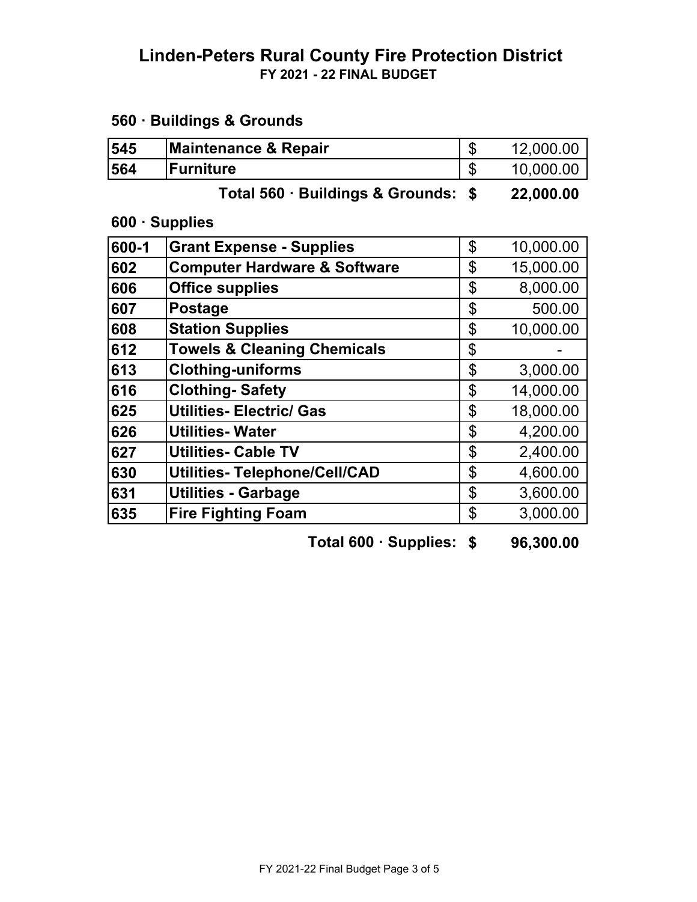# Linden-Peters Rural County Fire Protection District

**FY 2021 - 22 FINAL BUDGET**

## 560 · Buildings & Grounds

| | | | |
|---|---|---|---|
| **545** | **Maintenance & Repair** | $ | 12,000.00 |
| **564** | **Furniture** | $ | 10,000.00 |
| | **Total 560 · Buildings & Grounds:** | **$** | **22,000.00** |

## 600 · Supplies

| | | | |
|---|---|---|---|
| **600-1** | **Grant Expense - Supplies** | $ | 10,000.00 |
| **602** | **Computer Hardware & Software** | $ | 15,000.00 |
| **606** | **Office supplies** | $ | 8,000.00 |
| **607** | **Postage** | $ | 500.00 |
| **608** | **Station Supplies** | $ | 10,000.00 |
| **612** | **Towels & Cleaning Chemicals** | $ | - |
| **613** | **Clothing-uniforms** | $ | 3,000.00 |
| **616** | **Clothing- Safety** | $ | 14,000.00 |
| **625** | **Utilities- Electric/ Gas** | $ | 18,000.00 |
| **626** | **Utilities- Water** | $ | 4,200.00 |
| **627** | **Utilities- Cable TV** | $ | 2,400.00 |
| **630** | **Utilities- Telephone/Cell/CAD** | $ | 4,600.00 |
| **631** | **Utilities - Garbage** | $ | 3,600.00 |
| **635** | **Fire Fighting Foam** | $ | 3,000.00 |
| | **Total 600 · Supplies:** | **$** | **96,300.00** |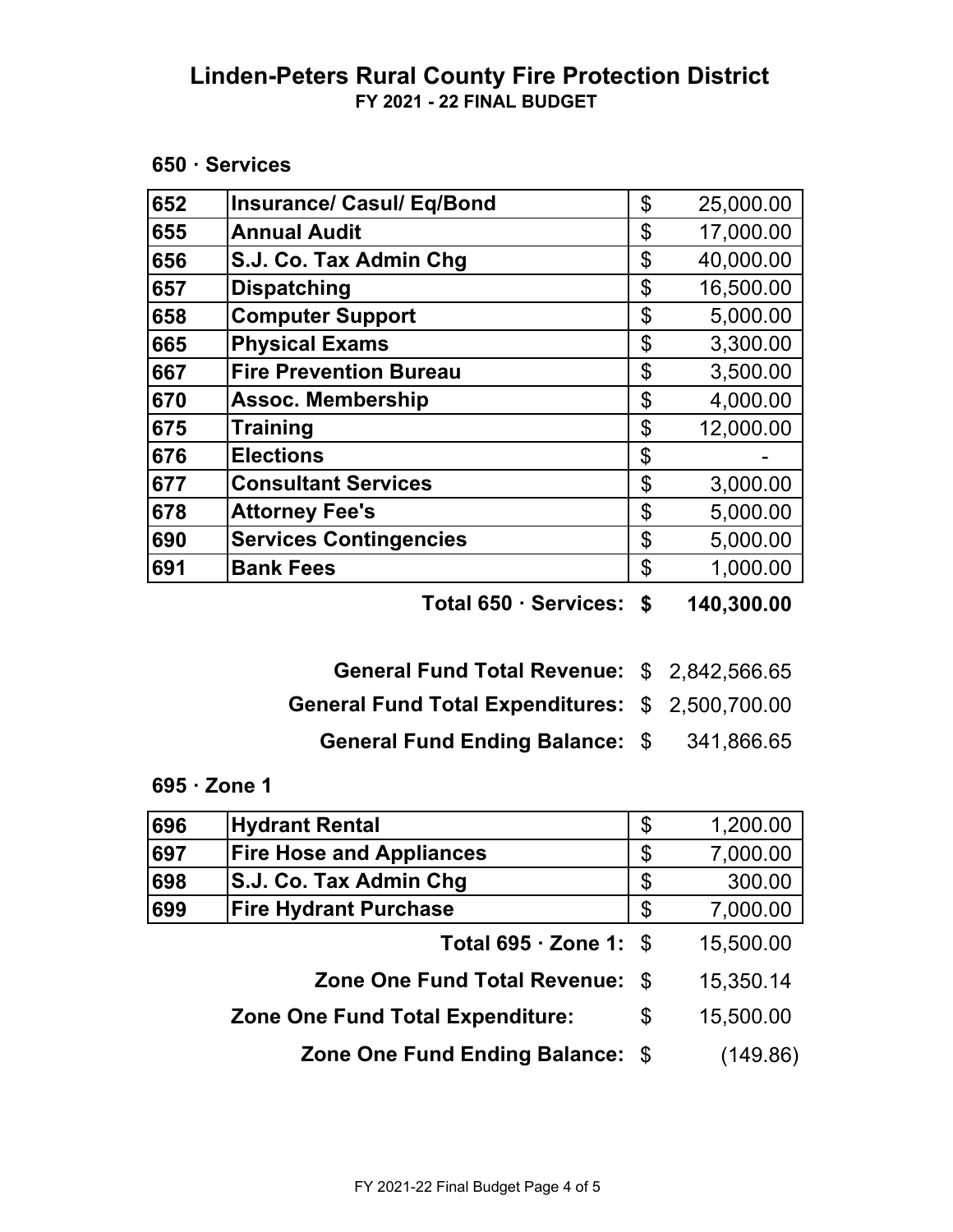# Linden-Peters Rural County Fire Protection District

**FY 2021 - 22 FINAL BUDGET**

## 650 · Services

| | | | |
|---|---|---|---|
| 652 | Insurance/ Casul/ Eq/Bond | $ | 25,000.00 |
| 655 | Annual Audit | $ | 17,000.00 |
| 656 | S.J. Co. Tax Admin Chg | $ | 40,000.00 |
| 657 | Dispatching | $ | 16,500.00 |
| 658 | Computer Support | $ | 5,000.00 |
| 665 | Physical Exams | $ | 3,300.00 |
| 667 | Fire Prevention Bureau | $ | 3,500.00 |
| 670 | Assoc. Membership | $ | 4,000.00 |
| 675 | Training | $ | 12,000.00 |
| 676 | Elections | $ | - |
| 677 | Consultant Services | $ | 3,000.00 |
| 678 | Attorney Fee's | $ | 5,000.00 |
| 690 | Services Contingencies | $ | 5,000.00 |
| 691 | Bank Fees | $ | 1,000.00 |
| | **Total 650 · Services:** | **$** | **140,300.00** |

| | | |
|---|---|---|
| **General Fund Total Revenue:** | $ | 2,842,566.65 |
| **General Fund Total Expenditures:** | $ | 2,500,700.00 |
| **General Fund Ending Balance:** | $ | 341,866.65 |

## 695 · Zone 1

| | | | |
|---|---|---|---|
| 696 | Hydrant Rental | $ | 1,200.00 |
| 697 | Fire Hose and Appliances | $ | 7,000.00 |
| 698 | S.J. Co. Tax Admin Chg | $ | 300.00 |
| 699 | Fire Hydrant Purchase | $ | 7,000.00 |
| | **Total 695 · Zone 1:** | $ | 15,500.00 |

| | | |
|---|---|---|
| **Zone One Fund Total Revenue:** | $ | 15,350.14 |
| **Zone One Fund Total Expenditure:** | $ | 15,500.00 |
| **Zone One Fund Ending Balance:** | $ | (149.86) |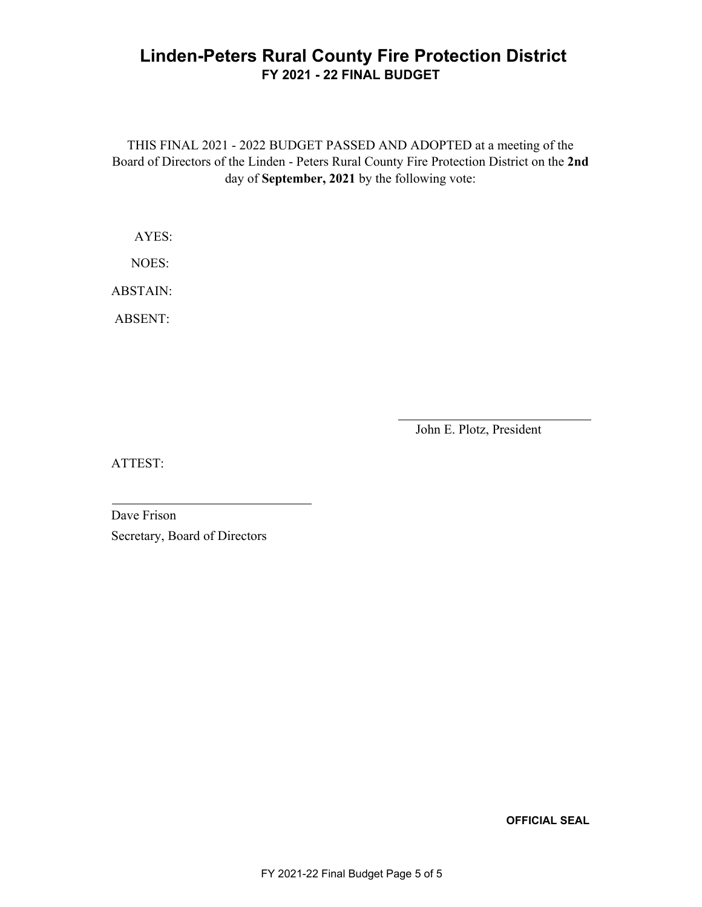# Linden-Peters Rural County Fire Protection District

**FY 2021 - 22 FINAL BUDGET**

THIS FINAL 2021 - 2022 BUDGET PASSED AND ADOPTED at a meeting of the Board of Directors of the Linden - Peters Rural County Fire Protection District on the **2nd** day of **September, 2021** by the following vote:

AYES:

NOES:

ABSTAIN:

ABSENT:

\_\_\_\_\_\_\_\_\_\_\_\_\_\_\_\_\_\_\_\_\_\_\_\_\_\_\_\_\_\_

John E. Plotz, President

ATTEST:

\_\_\_\_\_\_\_\_\_\_\_\_\_\_\_\_\_\_\_\_\_\_\_\_\_\_\_\_\_\_

Dave Frison

Secretary, Board of Directors

**OFFICIAL SEAL**